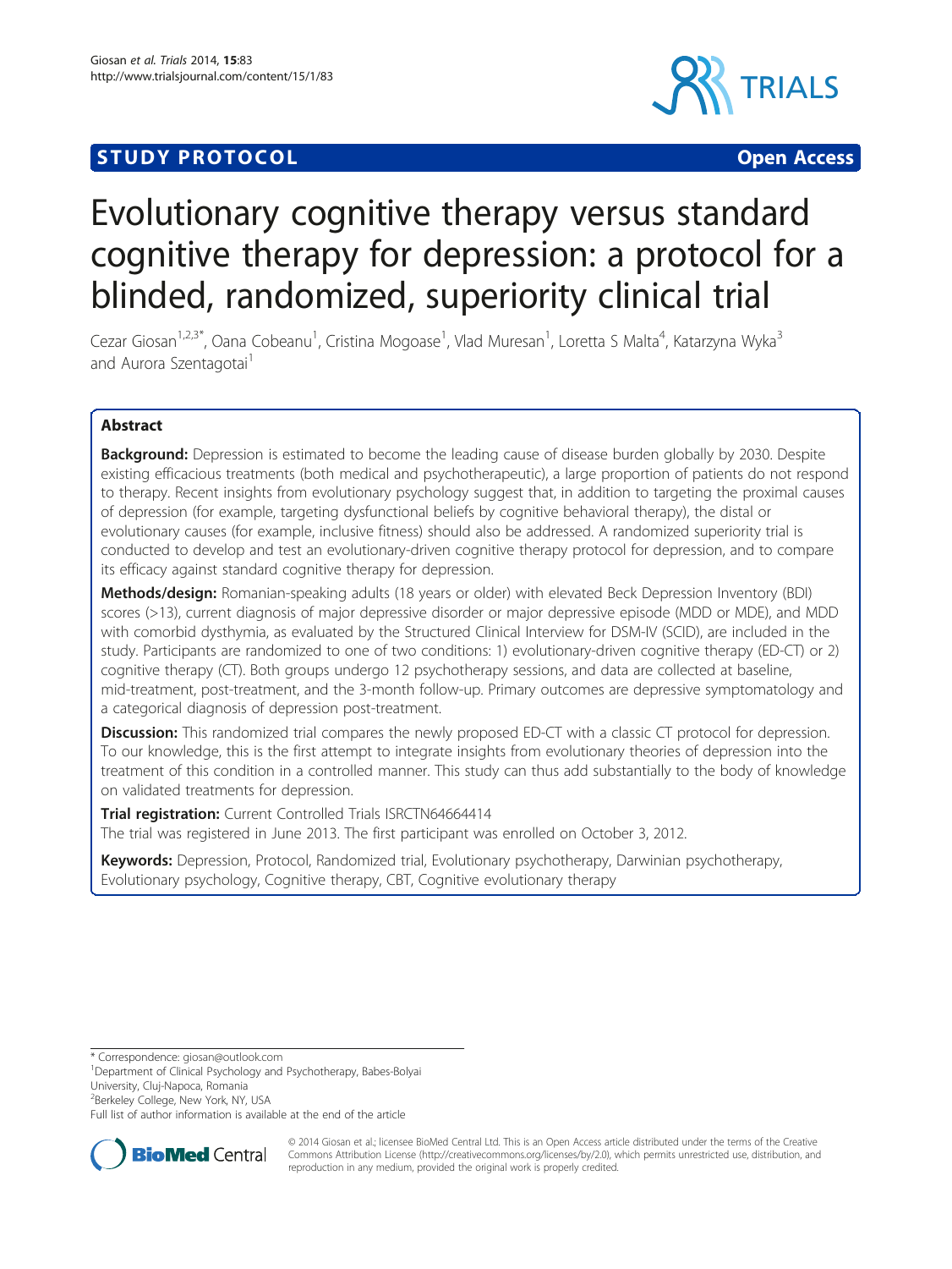STUDY PROTOCOL

Open Access

# Evolutionary cognitive therapy versus standard cognitive therapy for depression: a protocol for a blinded, randomized, superiority clinical trial

Cezar Giosan[1,2,3*], Oana Cobeanu[1], Cristina Mogoase[1], Vlad Muresan[1], Loretta S Malta[4], Katarzyna Wyka[3] and Aurora Szentagotai[1]

## Abstract

**Background:** Depression is estimated to become the leading cause of disease burden globally by 2030. Despite existing efficacious treatments (both medical and psychotherapeutic), a large proportion of patients do not respond to therapy. Recent insights from evolutionary psychology suggest that, in addition to targeting the proximal causes of depression (for example, targeting dysfunctional beliefs by cognitive behavioral therapy), the distal or evolutionary causes (for example, inclusive fitness) should also be addressed. A randomized superiority trial is conducted to develop and test an evolutionary-driven cognitive therapy protocol for depression, and to compare its efficacy against standard cognitive therapy for depression.

**Methods/design:** Romanian-speaking adults (18 years or older) with elevated Beck Depression Inventory (BDI) scores (>13), current diagnosis of major depressive disorder or major depressive episode (MDD or MDE), and MDD with comorbid dysthymia, as evaluated by the Structured Clinical Interview for DSM-IV (SCID), are included in the study. Participants are randomized to one of two conditions: 1) evolutionary-driven cognitive therapy (ED-CT) or 2) cognitive therapy (CT). Both groups undergo 12 psychotherapy sessions, and data are collected at baseline, mid-treatment, post-treatment, and the 3-month follow-up. Primary outcomes are depressive symptomatology and a categorical diagnosis of depression post-treatment.

**Discussion:** This randomized trial compares the newly proposed ED-CT with a classic CT protocol for depression. To our knowledge, this is the first attempt to integrate insights from evolutionary theories of depression into the treatment of this condition in a controlled manner. This study can thus add substantially to the body of knowledge on validated treatments for depression.

**Trial registration:** Current Controlled Trials ISRCTN64664414
The trial was registered in June 2013. The first participant was enrolled on October 3, 2012.

**Keywords:** Depression, Protocol, Randomized trial, Evolutionary psychotherapy, Darwinian psychotherapy, Evolutionary psychology, Cognitive therapy, CBT, Cognitive evolutionary therapy

\* Correspondence: giosan@outlook.com
[1]Department of Clinical Psychology and Psychotherapy, Babes-Bolyai University, Cluj-Napoca, Romania
[2]Berkeley College, New York, NY, USA
Full list of author information is available at the end of the article

© 2014 Giosan et al.; licensee BioMed Central Ltd. This is an Open Access article distributed under the terms of the Creative Commons Attribution License (http://creativecommons.org/licenses/by/2.0), which permits unrestricted use, distribution, and reproduction in any medium, provided the original work is properly credited.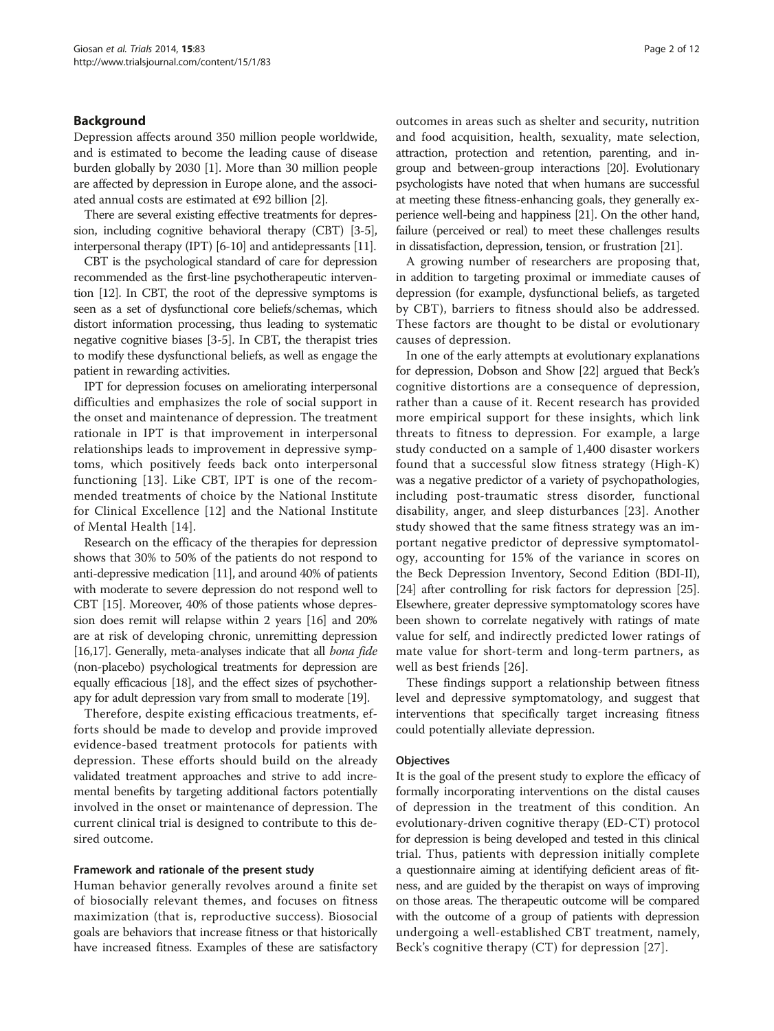## Background

Depression affects around 350 million people worldwide, and is estimated to become the leading cause of disease burden globally by 2030 [1]. More than 30 million people are affected by depression in Europe alone, and the associated annual costs are estimated at €92 billion [2].

There are several existing effective treatments for depression, including cognitive behavioral therapy (CBT) [3-5], interpersonal therapy (IPT) [6-10] and antidepressants [11].

CBT is the psychological standard of care for depression recommended as the first-line psychotherapeutic intervention [12]. In CBT, the root of the depressive symptoms is seen as a set of dysfunctional core beliefs/schemas, which distort information processing, thus leading to systematic negative cognitive biases [3-5]. In CBT, the therapist tries to modify these dysfunctional beliefs, as well as engage the patient in rewarding activities.

IPT for depression focuses on ameliorating interpersonal difficulties and emphasizes the role of social support in the onset and maintenance of depression. The treatment rationale in IPT is that improvement in interpersonal relationships leads to improvement in depressive symptoms, which positively feeds back onto interpersonal functioning [13]. Like CBT, IPT is one of the recommended treatments of choice by the National Institute for Clinical Excellence [12] and the National Institute of Mental Health [14].

Research on the efficacy of the therapies for depression shows that 30% to 50% of the patients do not respond to anti-depressive medication [11], and around 40% of patients with moderate to severe depression do not respond well to CBT [15]. Moreover, 40% of those patients whose depression does remit will relapse within 2 years [16] and 20% are at risk of developing chronic, unremitting depression [16,17]. Generally, meta-analyses indicate that all *bona fide* (non-placebo) psychological treatments for depression are equally efficacious [18], and the effect sizes of psychotherapy for adult depression vary from small to moderate [19].

Therefore, despite existing efficacious treatments, efforts should be made to develop and provide improved evidence-based treatment protocols for patients with depression. These efforts should build on the already validated treatment approaches and strive to add incremental benefits by targeting additional factors potentially involved in the onset or maintenance of depression. The current clinical trial is designed to contribute to this desired outcome.

### Framework and rationale of the present study

Human behavior generally revolves around a finite set of biosocially relevant themes, and focuses on fitness maximization (that is, reproductive success). Biosocial goals are behaviors that increase fitness or that historically have increased fitness. Examples of these are satisfactory outcomes in areas such as shelter and security, nutrition and food acquisition, health, sexuality, mate selection, attraction, protection and retention, parenting, and in-group and between-group interactions [20]. Evolutionary psychologists have noted that when humans are successful at meeting these fitness-enhancing goals, they generally experience well-being and happiness [21]. On the other hand, failure (perceived or real) to meet these challenges results in dissatisfaction, depression, tension, or frustration [21].

A growing number of researchers are proposing that, in addition to targeting proximal or immediate causes of depression (for example, dysfunctional beliefs, as targeted by CBT), barriers to fitness should also be addressed. These factors are thought to be distal or evolutionary causes of depression.

In one of the early attempts at evolutionary explanations for depression, Dobson and Show [22] argued that Beck's cognitive distortions are a consequence of depression, rather than a cause of it. Recent research has provided more empirical support for these insights, which link threats to fitness to depression. For example, a large study conducted on a sample of 1,400 disaster workers found that a successful slow fitness strategy (High-K) was a negative predictor of a variety of psychopathologies, including post-traumatic stress disorder, functional disability, anger, and sleep disturbances [23]. Another study showed that the same fitness strategy was an important negative predictor of depressive symptomatology, accounting for 15% of the variance in scores on the Beck Depression Inventory, Second Edition (BDI-II), [24] after controlling for risk factors for depression [25]. Elsewhere, greater depressive symptomatology scores have been shown to correlate negatively with ratings of mate value for self, and indirectly predicted lower ratings of mate value for short-term and long-term partners, as well as best friends [26].

These findings support a relationship between fitness level and depressive symptomatology, and suggest that interventions that specifically target increasing fitness could potentially alleviate depression.

### Objectives

It is the goal of the present study to explore the efficacy of formally incorporating interventions on the distal causes of depression in the treatment of this condition. An evolutionary-driven cognitive therapy (ED-CT) protocol for depression is being developed and tested in this clinical trial. Thus, patients with depression initially complete a questionnaire aiming at identifying deficient areas of fitness, and are guided by the therapist on ways of improving on those areas. The therapeutic outcome will be compared with the outcome of a group of patients with depression undergoing a well-established CBT treatment, namely, Beck's cognitive therapy (CT) for depression [27].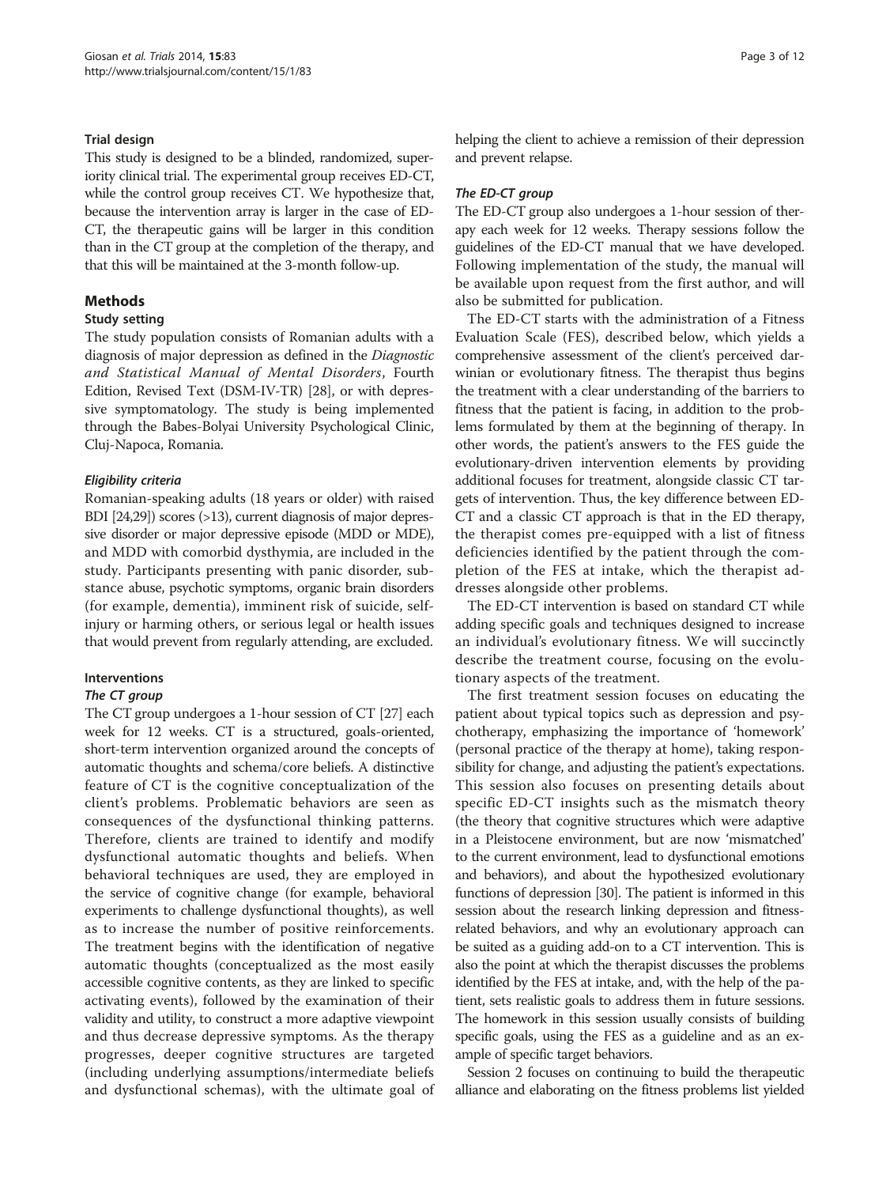### Trial design

This study is designed to be a blinded, randomized, superiority clinical trial. The experimental group receives ED-CT, while the control group receives CT. We hypothesize that, because the intervention array is larger in the case of ED-CT, the therapeutic gains will be larger in this condition than in the CT group at the completion of the therapy, and that this will be maintained at the 3-month follow-up.

## Methods

### Study setting

The study population consists of Romanian adults with a diagnosis of major depression as defined in the *Diagnostic and Statistical Manual of Mental Disorders*, Fourth Edition, Revised Text (DSM-IV-TR) [28], or with depressive symptomatology. The study is being implemented through the Babes-Bolyai University Psychological Clinic, Cluj-Napoca, Romania.

#### *Eligibility criteria*

Romanian-speaking adults (18 years or older) with raised BDI [24,29]) scores (>13), current diagnosis of major depressive disorder or major depressive episode (MDD or MDE), and MDD with comorbid dysthymia, are included in the study. Participants presenting with panic disorder, substance abuse, psychotic symptoms, organic brain disorders (for example, dementia), imminent risk of suicide, self-injury or harming others, or serious legal or health issues that would prevent from regularly attending, are excluded.

### Interventions

#### *The CT group*

The CT group undergoes a 1-hour session of CT [27] each week for 12 weeks. CT is a structured, goals-oriented, short-term intervention organized around the concepts of automatic thoughts and schema/core beliefs. A distinctive feature of CT is the cognitive conceptualization of the client's problems. Problematic behaviors are seen as consequences of the dysfunctional thinking patterns. Therefore, clients are trained to identify and modify dysfunctional automatic thoughts and beliefs. When behavioral techniques are used, they are employed in the service of cognitive change (for example, behavioral experiments to challenge dysfunctional thoughts), as well as to increase the number of positive reinforcements. The treatment begins with the identification of negative automatic thoughts (conceptualized as the most easily accessible cognitive contents, as they are linked to specific activating events), followed by the examination of their validity and utility, to construct a more adaptive viewpoint and thus decrease depressive symptoms. As the therapy progresses, deeper cognitive structures are targeted (including underlying assumptions/intermediate beliefs and dysfunctional schemas), with the ultimate goal of helping the client to achieve a remission of their depression and prevent relapse.

#### *The ED-CT group*

The ED-CT group also undergoes a 1-hour session of therapy each week for 12 weeks. Therapy sessions follow the guidelines of the ED-CT manual that we have developed. Following implementation of the study, the manual will be available upon request from the first author, and will also be submitted for publication.

The ED-CT starts with the administration of a Fitness Evaluation Scale (FES), described below, which yields a comprehensive assessment of the client's perceived darwinian or evolutionary fitness. The therapist thus begins the treatment with a clear understanding of the barriers to fitness that the patient is facing, in addition to the problems formulated by them at the beginning of therapy. In other words, the patient's answers to the FES guide the evolutionary-driven intervention elements by providing additional focuses for treatment, alongside classic CT targets of intervention. Thus, the key difference between ED-CT and a classic CT approach is that in the ED therapy, the therapist comes pre-equipped with a list of fitness deficiencies identified by the patient through the completion of the FES at intake, which the therapist addresses alongside other problems.

The ED-CT intervention is based on standard CT while adding specific goals and techniques designed to increase an individual's evolutionary fitness. We will succinctly describe the treatment course, focusing on the evolutionary aspects of the treatment.

The first treatment session focuses on educating the patient about typical topics such as depression and psychotherapy, emphasizing the importance of 'homework' (personal practice of the therapy at home), taking responsibility for change, and adjusting the patient's expectations. This session also focuses on presenting details about specific ED-CT insights such as the mismatch theory (the theory that cognitive structures which were adaptive in a Pleistocene environment, but are now 'mismatched' to the current environment, lead to dysfunctional emotions and behaviors), and about the hypothesized evolutionary functions of depression [30]. The patient is informed in this session about the research linking depression and fitness-related behaviors, and why an evolutionary approach can be suited as a guiding add-on to a CT intervention. This is also the point at which the therapist discusses the problems identified by the FES at intake, and, with the help of the patient, sets realistic goals to address them in future sessions. The homework in this session usually consists of building specific goals, using the FES as a guideline and as an example of specific target behaviors.

Session 2 focuses on continuing to build the therapeutic alliance and elaborating on the fitness problems list yielded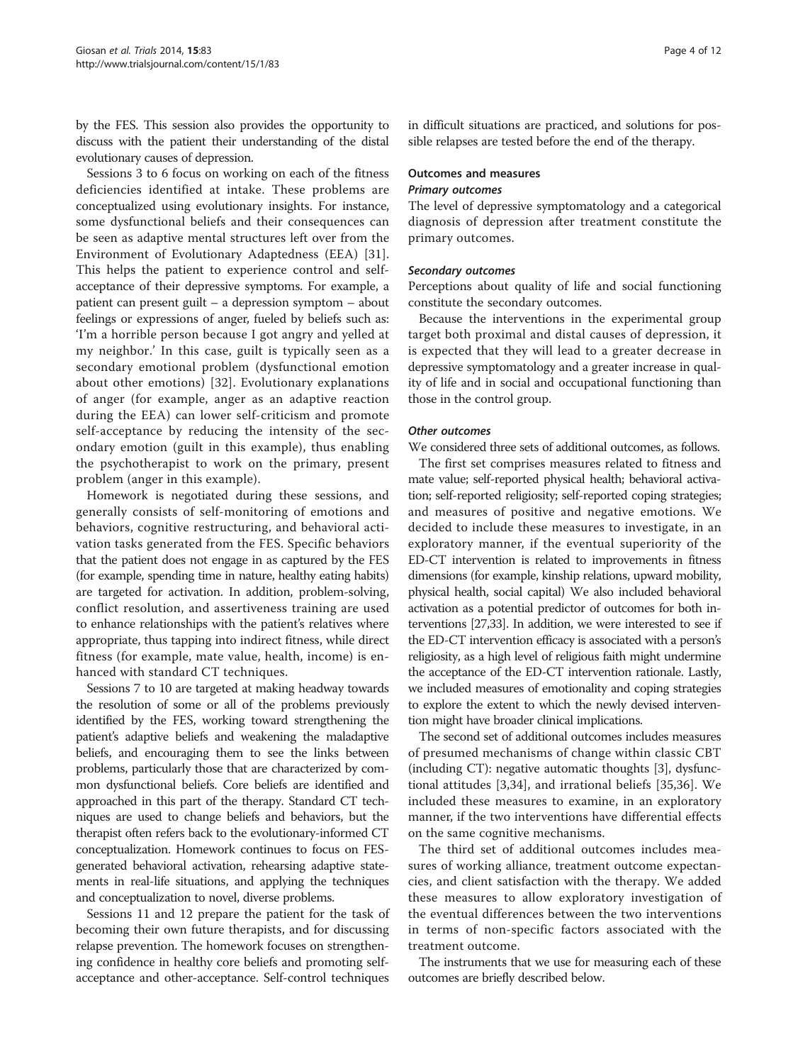by the FES. This session also provides the opportunity to discuss with the patient their understanding of the distal evolutionary causes of depression.

Sessions 3 to 6 focus on working on each of the fitness deficiencies identified at intake. These problems are conceptualized using evolutionary insights. For instance, some dysfunctional beliefs and their consequences can be seen as adaptive mental structures left over from the Environment of Evolutionary Adaptedness (EEA) [31]. This helps the patient to experience control and self-acceptance of their depressive symptoms. For example, a patient can present guilt – a depression symptom – about feelings or expressions of anger, fueled by beliefs such as: 'I'm a horrible person because I got angry and yelled at my neighbor.' In this case, guilt is typically seen as a secondary emotional problem (dysfunctional emotion about other emotions) [32]. Evolutionary explanations of anger (for example, anger as an adaptive reaction during the EEA) can lower self-criticism and promote self-acceptance by reducing the intensity of the secondary emotion (guilt in this example), thus enabling the psychotherapist to work on the primary, present problem (anger in this example).

Homework is negotiated during these sessions, and generally consists of self-monitoring of emotions and behaviors, cognitive restructuring, and behavioral activation tasks generated from the FES. Specific behaviors that the patient does not engage in as captured by the FES (for example, spending time in nature, healthy eating habits) are targeted for activation. In addition, problem-solving, conflict resolution, and assertiveness training are used to enhance relationships with the patient's relatives where appropriate, thus tapping into indirect fitness, while direct fitness (for example, mate value, health, income) is enhanced with standard CT techniques.

Sessions 7 to 10 are targeted at making headway towards the resolution of some or all of the problems previously identified by the FES, working toward strengthening the patient's adaptive beliefs and weakening the maladaptive beliefs, and encouraging them to see the links between problems, particularly those that are characterized by common dysfunctional beliefs. Core beliefs are identified and approached in this part of the therapy. Standard CT techniques are used to change beliefs and behaviors, but the therapist often refers back to the evolutionary-informed CT conceptualization. Homework continues to focus on FES-generated behavioral activation, rehearsing adaptive statements in real-life situations, and applying the techniques and conceptualization to novel, diverse problems.

Sessions 11 and 12 prepare the patient for the task of becoming their own future therapists, and for discussing relapse prevention. The homework focuses on strengthening confidence in healthy core beliefs and promoting self-acceptance and other-acceptance. Self-control techniques in difficult situations are practiced, and solutions for possible relapses are tested before the end of the therapy.

### Outcomes and measures

#### *Primary outcomes*

The level of depressive symptomatology and a categorical diagnosis of depression after treatment constitute the primary outcomes.

#### *Secondary outcomes*

Perceptions about quality of life and social functioning constitute the secondary outcomes.

Because the interventions in the experimental group target both proximal and distal causes of depression, it is expected that they will lead to a greater decrease in depressive symptomatology and a greater increase in quality of life and in social and occupational functioning than those in the control group.

#### *Other outcomes*

We considered three sets of additional outcomes, as follows.

The first set comprises measures related to fitness and mate value; self-reported physical health; behavioral activation; self-reported religiosity; self-reported coping strategies; and measures of positive and negative emotions. We decided to include these measures to investigate, in an exploratory manner, if the eventual superiority of the ED-CT intervention is related to improvements in fitness dimensions (for example, kinship relations, upward mobility, physical health, social capital) We also included behavioral activation as a potential predictor of outcomes for both interventions [27,33]. In addition, we were interested to see if the ED-CT intervention efficacy is associated with a person's religiosity, as a high level of religious faith might undermine the acceptance of the ED-CT intervention rationale. Lastly, we included measures of emotionality and coping strategies to explore the extent to which the newly devised intervention might have broader clinical implications.

The second set of additional outcomes includes measures of presumed mechanisms of change within classic CBT (including CT): negative automatic thoughts [3], dysfunctional attitudes [3,34], and irrational beliefs [35,36]. We included these measures to examine, in an exploratory manner, if the two interventions have differential effects on the same cognitive mechanisms.

The third set of additional outcomes includes measures of working alliance, treatment outcome expectancies, and client satisfaction with the therapy. We added these measures to allow exploratory investigation of the eventual differences between the two interventions in terms of non-specific factors associated with the treatment outcome.

The instruments that we use for measuring each of these outcomes are briefly described below.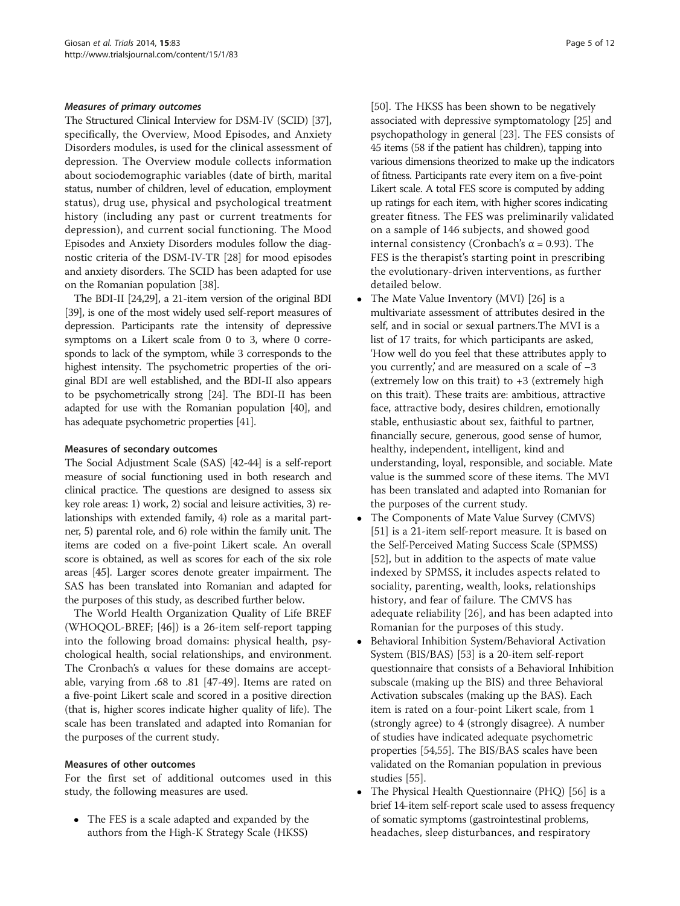### *Measures of primary outcomes*

The Structured Clinical Interview for DSM-IV (SCID) [37], specifically, the Overview, Mood Episodes, and Anxiety Disorders modules, is used for the clinical assessment of depression. The Overview module collects information about sociodemographic variables (date of birth, marital status, number of children, level of education, employment status), drug use, physical and psychological treatment history (including any past or current treatments for depression), and current social functioning. The Mood Episodes and Anxiety Disorders modules follow the diagnostic criteria of the DSM-IV-TR [28] for mood episodes and anxiety disorders. The SCID has been adapted for use on the Romanian population [38].

The BDI-II [24,29], a 21-item version of the original BDI [39], is one of the most widely used self-report measures of depression. Participants rate the intensity of depressive symptoms on a Likert scale from 0 to 3, where 0 corresponds to lack of the symptom, while 3 corresponds to the highest intensity. The psychometric properties of the original BDI are well established, and the BDI-II also appears to be psychometrically strong [24]. The BDI-II has been adapted for use with the Romanian population [40], and has adequate psychometric properties [41].

### Measures of secondary outcomes

The Social Adjustment Scale (SAS) [42-44] is a self-report measure of social functioning used in both research and clinical practice. The questions are designed to assess six key role areas: 1) work, 2) social and leisure activities, 3) relationships with extended family, 4) role as a marital partner, 5) parental role, and 6) role within the family unit. The items are coded on a five-point Likert scale. An overall score is obtained, as well as scores for each of the six role areas [45]. Larger scores denote greater impairment. The SAS has been translated into Romanian and adapted for the purposes of this study, as described further below.

The World Health Organization Quality of Life BREF (WHOQOL-BREF; [46]) is a 26-item self-report tapping into the following broad domains: physical health, psychological health, social relationships, and environment. The Cronbach's α values for these domains are acceptable, varying from .68 to .81 [47-49]. Items are rated on a five-point Likert scale and scored in a positive direction (that is, higher scores indicate higher quality of life). The scale has been translated and adapted into Romanian for the purposes of the current study.

### Measures of other outcomes

For the first set of additional outcomes used in this study, the following measures are used.

- The FES is a scale adapted and expanded by the authors from the High-K Strategy Scale (HKSS) [50]. The HKSS has been shown to be negatively associated with depressive symptomatology [25] and psychopathology in general [23]. The FES consists of 45 items (58 if the patient has children), tapping into various dimensions theorized to make up the indicators of fitness. Participants rate every item on a five-point Likert scale. A total FES score is computed by adding up ratings for each item, with higher scores indicating greater fitness. The FES was preliminarily validated on a sample of 146 subjects, and showed good internal consistency (Cronbach's α = 0.93). The FES is the therapist's starting point in prescribing the evolutionary-driven interventions, as further detailed below.
- The Mate Value Inventory (MVI) [26] is a multivariate assessment of attributes desired in the self, and in social or sexual partners.The MVI is a list of 17 traits, for which participants are asked, 'How well do you feel that these attributes apply to you currently,' and are measured on a scale of −3 (extremely low on this trait) to +3 (extremely high on this trait). These traits are: ambitious, attractive face, attractive body, desires children, emotionally stable, enthusiastic about sex, faithful to partner, financially secure, generous, good sense of humor, healthy, independent, intelligent, kind and understanding, loyal, responsible, and sociable. Mate value is the summed score of these items. The MVI has been translated and adapted into Romanian for the purposes of the current study.
- The Components of Mate Value Survey (CMVS) [51] is a 21-item self-report measure. It is based on the Self-Perceived Mating Success Scale (SPMSS) [52], but in addition to the aspects of mate value indexed by SPMSS, it includes aspects related to sociality, parenting, wealth, looks, relationships history, and fear of failure. The CMVS has adequate reliability [26], and has been adapted into Romanian for the purposes of this study.
- Behavioral Inhibition System/Behavioral Activation System (BIS/BAS) [53] is a 20-item self-report questionnaire that consists of a Behavioral Inhibition subscale (making up the BIS) and three Behavioral Activation subscales (making up the BAS). Each item is rated on a four-point Likert scale, from 1 (strongly agree) to 4 (strongly disagree). A number of studies have indicated adequate psychometric properties [54,55]. The BIS/BAS scales have been validated on the Romanian population in previous studies [55].
- The Physical Health Questionnaire (PHQ) [56] is a brief 14-item self-report scale used to assess frequency of somatic symptoms (gastrointestinal problems, headaches, sleep disturbances, and respiratory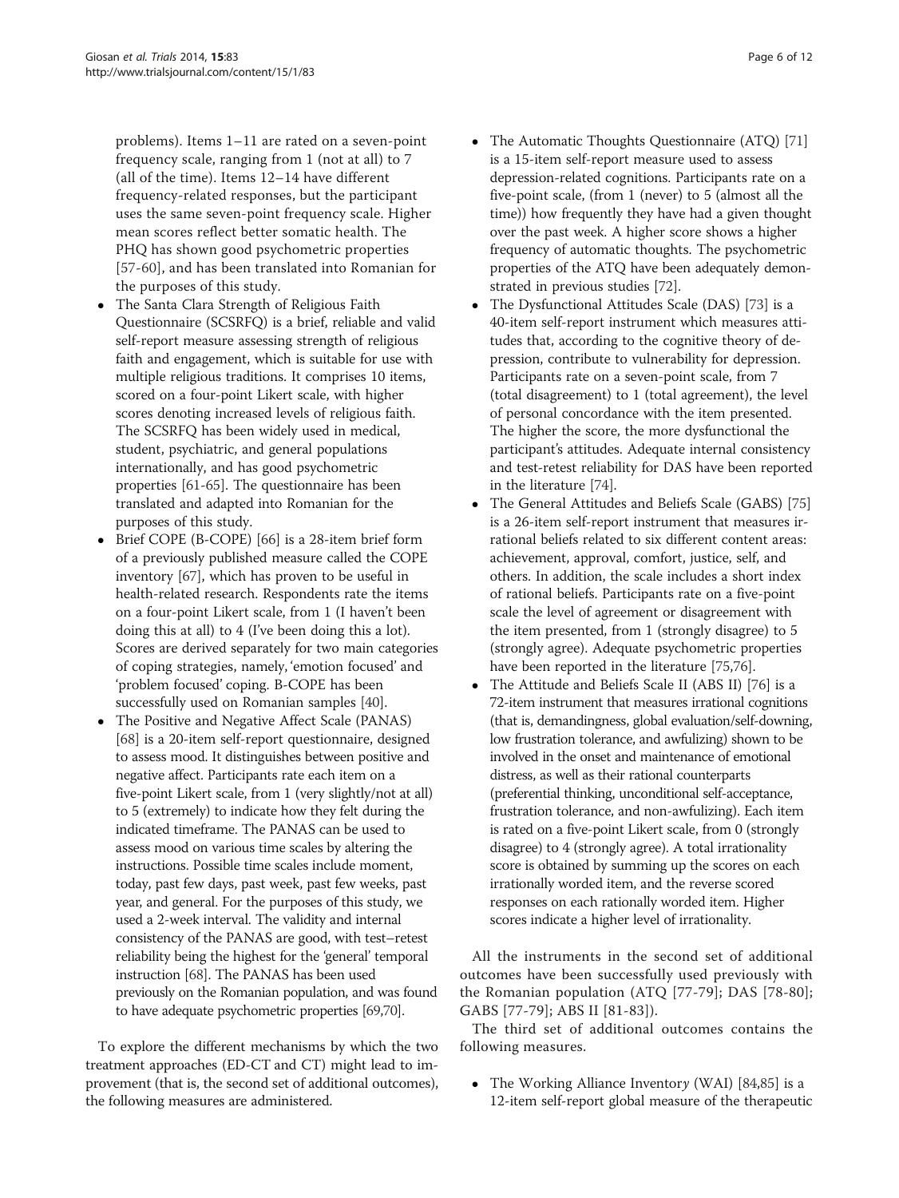problems). Items 1–11 are rated on a seven-point frequency scale, ranging from 1 (not at all) to 7 (all of the time). Items 12–14 have different frequency-related responses, but the participant uses the same seven-point frequency scale. Higher mean scores reflect better somatic health. The PHQ has shown good psychometric properties [57-60], and has been translated into Romanian for the purposes of this study.

- The Santa Clara Strength of Religious Faith Questionnaire (SCSRFQ) is a brief, reliable and valid self-report measure assessing strength of religious faith and engagement, which is suitable for use with multiple religious traditions. It comprises 10 items, scored on a four-point Likert scale, with higher scores denoting increased levels of religious faith. The SCSRFQ has been widely used in medical, student, psychiatric, and general populations internationally, and has good psychometric properties [61-65]. The questionnaire has been translated and adapted into Romanian for the purposes of this study.
- Brief COPE (B-COPE) [66] is a 28-item brief form of a previously published measure called the COPE inventory [67], which has proven to be useful in health-related research. Respondents rate the items on a four-point Likert scale, from 1 (I haven't been doing this at all) to 4 (I've been doing this a lot). Scores are derived separately for two main categories of coping strategies, namely, 'emotion focused' and 'problem focused' coping. B-COPE has been successfully used on Romanian samples [40].
- The Positive and Negative Affect Scale (PANAS) [68] is a 20-item self-report questionnaire, designed to assess mood. It distinguishes between positive and negative affect. Participants rate each item on a five-point Likert scale, from 1 (very slightly/not at all) to 5 (extremely) to indicate how they felt during the indicated timeframe. The PANAS can be used to assess mood on various time scales by altering the instructions. Possible time scales include moment, today, past few days, past week, past few weeks, past year, and general. For the purposes of this study, we used a 2-week interval. The validity and internal consistency of the PANAS are good, with test–retest reliability being the highest for the 'general' temporal instruction [68]. The PANAS has been used previously on the Romanian population, and was found to have adequate psychometric properties [69,70].

To explore the different mechanisms by which the two treatment approaches (ED-CT and CT) might lead to improvement (that is, the second set of additional outcomes), the following measures are administered.

- The Automatic Thoughts Questionnaire (ATQ) [71] is a 15-item self-report measure used to assess depression-related cognitions. Participants rate on a five-point scale, (from 1 (never) to 5 (almost all the time)) how frequently they have had a given thought over the past week. A higher score shows a higher frequency of automatic thoughts. The psychometric properties of the ATQ have been adequately demonstrated in previous studies [72].
- The Dysfunctional Attitudes Scale (DAS) [73] is a 40-item self-report instrument which measures attitudes that, according to the cognitive theory of depression, contribute to vulnerability for depression. Participants rate on a seven-point scale, from 7 (total disagreement) to 1 (total agreement), the level of personal concordance with the item presented. The higher the score, the more dysfunctional the participant's attitudes. Adequate internal consistency and test-retest reliability for DAS have been reported in the literature [74].
- The General Attitudes and Beliefs Scale (GABS) [75] is a 26-item self-report instrument that measures irrational beliefs related to six different content areas: achievement, approval, comfort, justice, self, and others. In addition, the scale includes a short index of rational beliefs. Participants rate on a five-point scale the level of agreement or disagreement with the item presented, from 1 (strongly disagree) to 5 (strongly agree). Adequate psychometric properties have been reported in the literature [75,76].
- The Attitude and Beliefs Scale II (ABS II) [76] is a 72-item instrument that measures irrational cognitions (that is, demandingness, global evaluation/self-downing, low frustration tolerance, and awfulizing) shown to be involved in the onset and maintenance of emotional distress, as well as their rational counterparts (preferential thinking, unconditional self-acceptance, frustration tolerance, and non-awfulizing). Each item is rated on a five-point Likert scale, from 0 (strongly disagree) to 4 (strongly agree). A total irrationality score is obtained by summing up the scores on each irrationally worded item, and the reverse scored responses on each rationally worded item. Higher scores indicate a higher level of irrationality.

All the instruments in the second set of additional outcomes have been successfully used previously with the Romanian population (ATQ [77-79]; DAS [78-80]; GABS [77-79]; ABS II [81-83]).

The third set of additional outcomes contains the following measures.

- The Working Alliance Inventory (WAI) [84,85] is a 12-item self-report global measure of the therapeutic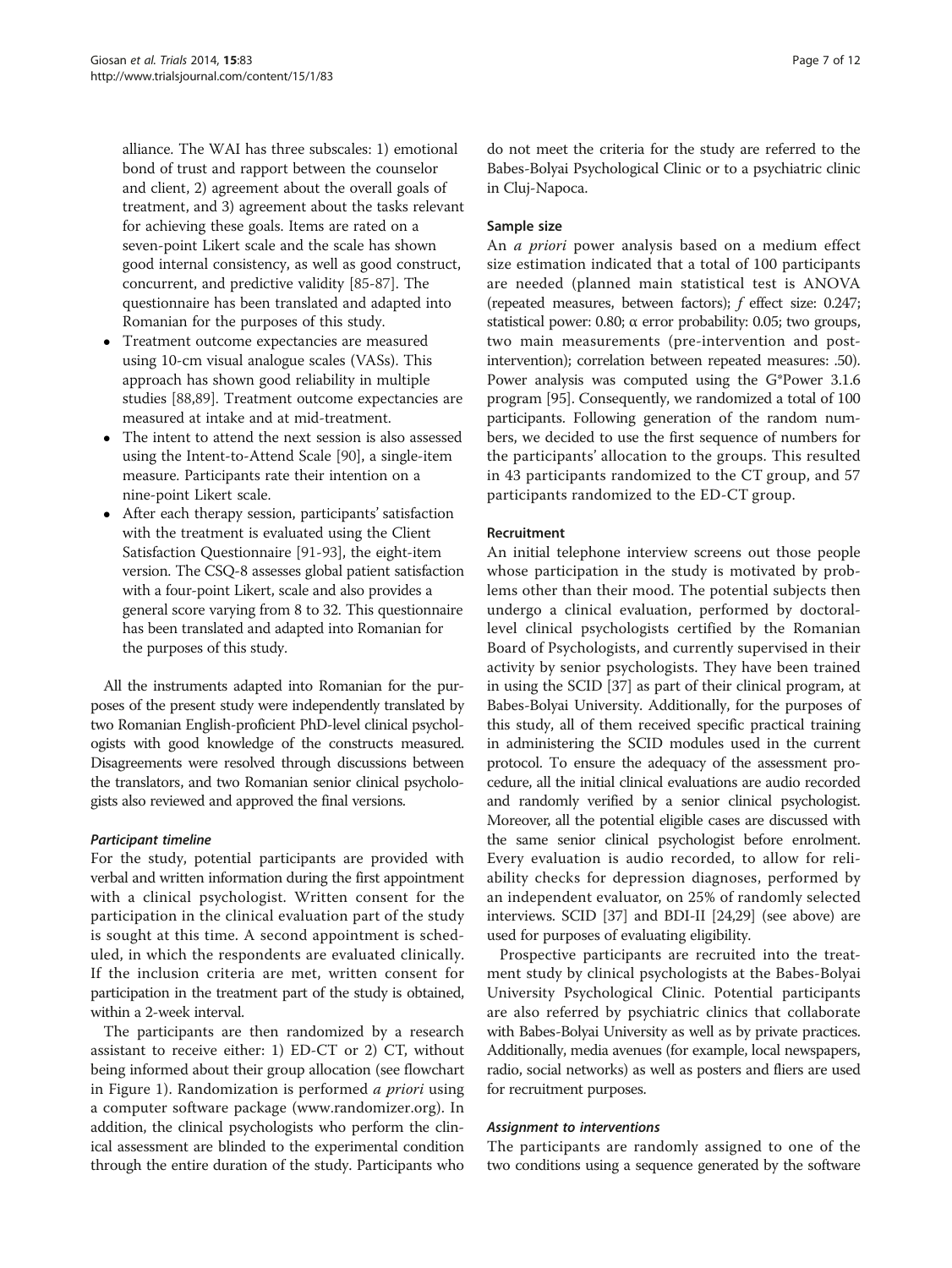alliance. The WAI has three subscales: 1) emotional bond of trust and rapport between the counselor and client, 2) agreement about the overall goals of treatment, and 3) agreement about the tasks relevant for achieving these goals. Items are rated on a seven-point Likert scale and the scale has shown good internal consistency, as well as good construct, concurrent, and predictive validity [85-87]. The questionnaire has been translated and adapted into Romanian for the purposes of this study.

- Treatment outcome expectancies are measured using 10-cm visual analogue scales (VASs). This approach has shown good reliability in multiple studies [88,89]. Treatment outcome expectancies are measured at intake and at mid-treatment.
- The intent to attend the next session is also assessed using the Intent-to-Attend Scale [90], a single-item measure. Participants rate their intention on a nine-point Likert scale.
- After each therapy session, participants' satisfaction with the treatment is evaluated using the Client Satisfaction Questionnaire [91-93], the eight-item version. The CSQ-8 assesses global patient satisfaction with a four-point Likert, scale and also provides a general score varying from 8 to 32. This questionnaire has been translated and adapted into Romanian for the purposes of this study.

All the instruments adapted into Romanian for the purposes of the present study were independently translated by two Romanian English-proficient PhD-level clinical psychologists with good knowledge of the constructs measured. Disagreements were resolved through discussions between the translators, and two Romanian senior clinical psychologists also reviewed and approved the final versions.

#### *Participant timeline*

For the study, potential participants are provided with verbal and written information during the first appointment with a clinical psychologist. Written consent for the participation in the clinical evaluation part of the study is sought at this time. A second appointment is scheduled, in which the respondents are evaluated clinically. If the inclusion criteria are met, written consent for participation in the treatment part of the study is obtained, within a 2-week interval.

The participants are then randomized by a research assistant to receive either: 1) ED-CT or 2) CT, without being informed about their group allocation (see flowchart in Figure 1). Randomization is performed *a priori* using a computer software package (www.randomizer.org). In addition, the clinical psychologists who perform the clinical assessment are blinded to the experimental condition through the entire duration of the study. Participants who do not meet the criteria for the study are referred to the Babes-Bolyai Psychological Clinic or to a psychiatric clinic in Cluj-Napoca.

### Sample size

An *a priori* power analysis based on a medium effect size estimation indicated that a total of 100 participants are needed (planned main statistical test is ANOVA (repeated measures, between factors); *f* effect size: 0.247; statistical power: 0.80; α error probability: 0.05; two groups, two main measurements (pre-intervention and post-intervention); correlation between repeated measures: .50). Power analysis was computed using the G*Power 3.1.6 program [95]. Consequently, we randomized a total of 100 participants. Following generation of the random numbers, we decided to use the first sequence of numbers for the participants' allocation to the groups. This resulted in 43 participants randomized to the CT group, and 57 participants randomized to the ED-CT group.

### Recruitment

An initial telephone interview screens out those people whose participation in the study is motivated by problems other than their mood. The potential subjects then undergo a clinical evaluation, performed by doctoral-level clinical psychologists certified by the Romanian Board of Psychologists, and currently supervised in their activity by senior psychologists. They have been trained in using the SCID [37] as part of their clinical program, at Babes-Bolyai University. Additionally, for the purposes of this study, all of them received specific practical training in administering the SCID modules used in the current protocol. To ensure the adequacy of the assessment procedure, all the initial clinical evaluations are audio recorded and randomly verified by a senior clinical psychologist. Moreover, all the potential eligible cases are discussed with the same senior clinical psychologist before enrolment. Every evaluation is audio recorded, to allow for reliability checks for depression diagnoses, performed by an independent evaluator, on 25% of randomly selected interviews. SCID [37] and BDI-II [24,29] (see above) are used for purposes of evaluating eligibility.

Prospective participants are recruited into the treatment study by clinical psychologists at the Babes-Bolyai University Psychological Clinic. Potential participants are also referred by psychiatric clinics that collaborate with Babes-Bolyai University as well as by private practices. Additionally, media avenues (for example, local newspapers, radio, social networks) as well as posters and fliers are used for recruitment purposes.

#### *Assignment to interventions*

The participants are randomly assigned to one of the two conditions using a sequence generated by the software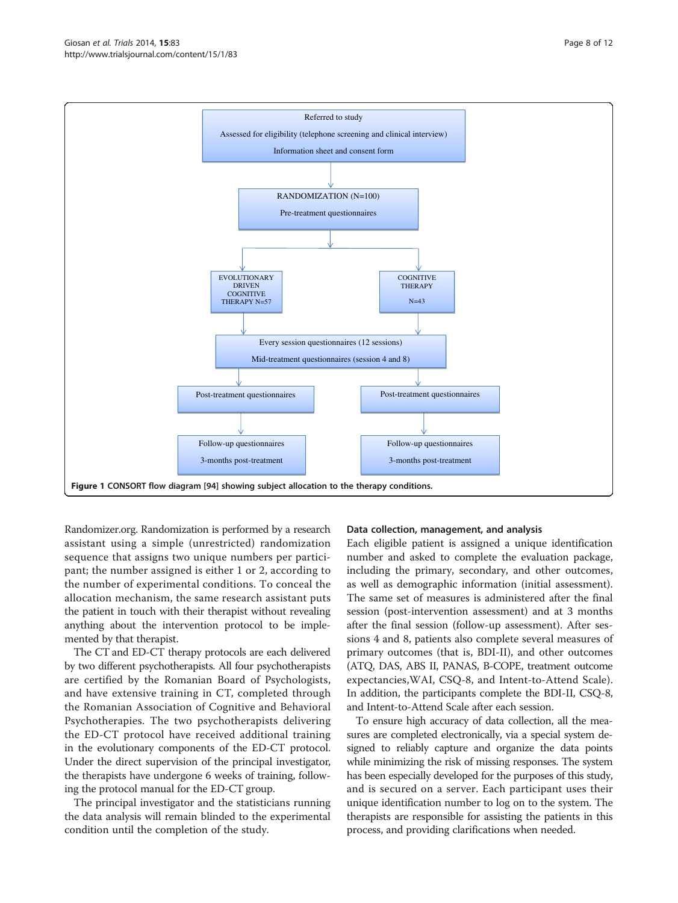Referred to study

Assessed for eligibility (telephone screening and clinical interview)

Information sheet and consent form

RANDOMIZATION (N=100)

Pre-treatment questionnaires

EVOLUTIONARY DRIVEN COGNITIVE THERAPY N=57

COGNITIVE THERAPY N=43

Every session questionnaires (12 sessions)

Mid-treatment questionnaires (session 4 and 8)

Post-treatment questionnaires

Post-treatment questionnaires

Follow-up questionnaires 3-months post-treatment

Follow-up questionnaires 3-months post-treatment

**Figure 1 CONSORT flow diagram [94] showing subject allocation to the therapy conditions.**

Randomizer.org. Randomization is performed by a research assistant using a simple (unrestricted) randomization sequence that assigns two unique numbers per participant; the number assigned is either 1 or 2, according to the number of experimental conditions. To conceal the allocation mechanism, the same research assistant puts the patient in touch with their therapist without revealing anything about the intervention protocol to be implemented by that therapist.

The CT and ED-CT therapy protocols are each delivered by two different psychotherapists. All four psychotherapists are certified by the Romanian Board of Psychologists, and have extensive training in CT, completed through the Romanian Association of Cognitive and Behavioral Psychotherapies. The two psychotherapists delivering the ED-CT protocol have received additional training in the evolutionary components of the ED-CT protocol. Under the direct supervision of the principal investigator, the therapists have undergone 6 weeks of training, following the protocol manual for the ED-CT group.

The principal investigator and the statisticians running the data analysis will remain blinded to the experimental condition until the completion of the study.

### Data collection, management, and analysis

Each eligible patient is assigned a unique identification number and asked to complete the evaluation package, including the primary, secondary, and other outcomes, as well as demographic information (initial assessment). The same set of measures is administered after the final session (post-intervention assessment) and at 3 months after the final session (follow-up assessment). After sessions 4 and 8, patients also complete several measures of primary outcomes (that is, BDI-II), and other outcomes (ATQ, DAS, ABS II, PANAS, B-COPE, treatment outcome expectancies, WAI, CSQ-8, and Intent-to-Attend Scale). In addition, the participants complete the BDI-II, CSQ-8, and Intent-to-Attend Scale after each session.

To ensure high accuracy of data collection, all the measures are completed electronically, via a special system designed to reliably capture and organize the data points while minimizing the risk of missing responses. The system has been especially developed for the purposes of this study, and is secured on a server. Each participant uses their unique identification number to log on to the system. The therapists are responsible for assisting the patients in this process, and providing clarifications when needed.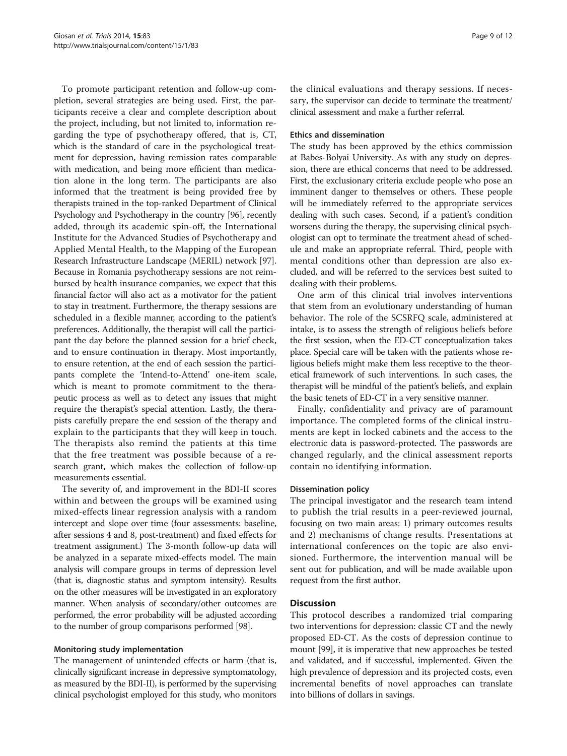To promote participant retention and follow-up completion, several strategies are being used. First, the participants receive a clear and complete description about the project, including, but not limited to, information regarding the type of psychotherapy offered, that is, CT, which is the standard of care in the psychological treatment for depression, having remission rates comparable with medication, and being more efficient than medication alone in the long term. The participants are also informed that the treatment is being provided free by therapists trained in the top-ranked Department of Clinical Psychology and Psychotherapy in the country [96], recently added, through its academic spin-off, the International Institute for the Advanced Studies of Psychotherapy and Applied Mental Health, to the Mapping of the European Research Infrastructure Landscape (MERIL) network [97]. Because in Romania psychotherapy sessions are not reimbursed by health insurance companies, we expect that this financial factor will also act as a motivator for the patient to stay in treatment. Furthermore, the therapy sessions are scheduled in a flexible manner, according to the patient's preferences. Additionally, the therapist will call the participant the day before the planned session for a brief check, and to ensure continuation in therapy. Most importantly, to ensure retention, at the end of each session the participants complete the 'Intend-to-Attend' one-item scale, which is meant to promote commitment to the therapeutic process as well as to detect any issues that might require the therapist's special attention. Lastly, the therapists carefully prepare the end session of the therapy and explain to the participants that they will keep in touch. The therapists also remind the patients at this time that the free treatment was possible because of a research grant, which makes the collection of follow-up measurements essential.

The severity of, and improvement in the BDI-II scores within and between the groups will be examined using mixed-effects linear regression analysis with a random intercept and slope over time (four assessments: baseline, after sessions 4 and 8, post-treatment) and fixed effects for treatment assignment.) The 3-month follow-up data will be analyzed in a separate mixed-effects model. The main analysis will compare groups in terms of depression level (that is, diagnostic status and symptom intensity). Results on the other measures will be investigated in an exploratory manner. When analysis of secondary/other outcomes are performed, the error probability will be adjusted according to the number of group comparisons performed [98].

#### Monitoring study implementation

The management of unintended effects or harm (that is, clinically significant increase in depressive symptomatology, as measured by the BDI-II), is performed by the supervising clinical psychologist employed for this study, who monitors the clinical evaluations and therapy sessions. If necessary, the supervisor can decide to terminate the treatment/clinical assessment and make a further referral.

#### Ethics and dissemination

The study has been approved by the ethics commission at Babes-Bolyai University. As with any study on depression, there are ethical concerns that need to be addressed. First, the exclusionary criteria exclude people who pose an imminent danger to themselves or others. These people will be immediately referred to the appropriate services dealing with such cases. Second, if a patient's condition worsens during the therapy, the supervising clinical psychologist can opt to terminate the treatment ahead of schedule and make an appropriate referral. Third, people with mental conditions other than depression are also excluded, and will be referred to the services best suited to dealing with their problems.

One arm of this clinical trial involves interventions that stem from an evolutionary understanding of human behavior. The role of the SCSRFQ scale, administered at intake, is to assess the strength of religious beliefs before the first session, when the ED-CT conceptualization takes place. Special care will be taken with the patients whose religious beliefs might make them less receptive to the theoretical framework of such interventions. In such cases, the therapist will be mindful of the patient's beliefs, and explain the basic tenets of ED-CT in a very sensitive manner.

Finally, confidentiality and privacy are of paramount importance. The completed forms of the clinical instruments are kept in locked cabinets and the access to the electronic data is password-protected. The passwords are changed regularly, and the clinical assessment reports contain no identifying information.

#### Dissemination policy

The principal investigator and the research team intend to publish the trial results in a peer-reviewed journal, focusing on two main areas: 1) primary outcomes results and 2) mechanisms of change results. Presentations at international conferences on the topic are also envisioned. Furthermore, the intervention manual will be sent out for publication, and will be made available upon request from the first author.

## Discussion

This protocol describes a randomized trial comparing two interventions for depression: classic CT and the newly proposed ED-CT. As the costs of depression continue to mount [99], it is imperative that new approaches be tested and validated, and if successful, implemented. Given the high prevalence of depression and its projected costs, even incremental benefits of novel approaches can translate into billions of dollars in savings.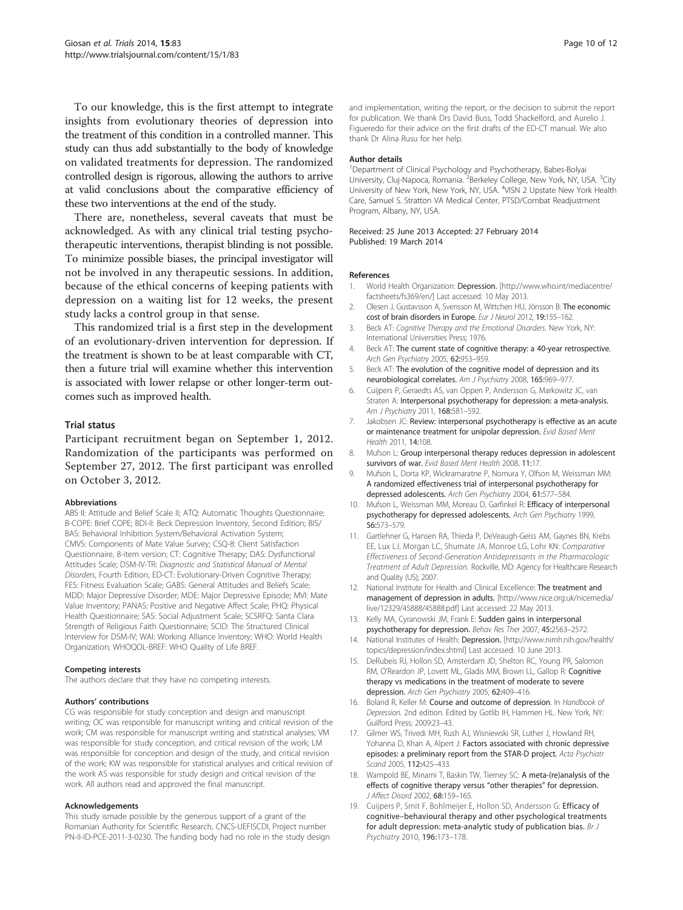To our knowledge, this is the first attempt to integrate insights from evolutionary theories of depression into the treatment of this condition in a controlled manner. This study can thus add substantially to the body of knowledge on validated treatments for depression. The randomized controlled design is rigorous, allowing the authors to arrive at valid conclusions about the comparative efficiency of these two interventions at the end of the study.

There are, nonetheless, several caveats that must be acknowledged. As with any clinical trial testing psychotherapeutic interventions, therapist blinding is not possible. To minimize possible biases, the principal investigator will not be involved in any therapeutic sessions. In addition, because of the ethical concerns of keeping patients with depression on a waiting list for 12 weeks, the present study lacks a control group in that sense.

This randomized trial is a first step in the development of an evolutionary-driven intervention for depression. If the treatment is shown to be at least comparable with CT, then a future trial will examine whether this intervention is associated with lower relapse or other longer-term outcomes such as improved health.

## Trial status

Participant recruitment began on September 1, 2012. Randomization of the participants was performed on September 27, 2012. The first participant was enrolled on October 3, 2012.

#### Abbreviations

ABS II: Attitude and Belief Scale II; ATQ: Automatic Thoughts Questionnaire; B-COPE: Brief COPE; BDI-II: Beck Depression Inventory, Second Edition; BIS/BAS: Behavioral Inhibition System/Behavioral Activation System; CMVS: Components of Mate Value Survey; CSQ-8: Client Satisfaction Questionnaire, 8-item version; CT: Cognitive Therapy; DAS: Dysfunctional Attitudes Scale; DSM-IV-TR: *Diagnostic and Statistical Manual of Mental Disorders*, Fourth Edition; ED-CT: Evolutionary-Driven Cognitive Therapy; FES: Fitness Evaluation Scale; GABS: General Attitudes and Beliefs Scale; MDD: Major Depressive Disorder; MDE: Major Depressive Episode; MVI: Mate Value Inventory; PANAS: Positive and Negative Affect Scale; PHQ: Physical Health Questionnaire; SAS: Social Adjustment Scale; SCSRFQ: Santa Clara Strength of Religious Faith Questionnaire; SCID: The Structured Clinical Interview for DSM-IV; WAI: Working Alliance Inventory; WHO: World Health Organization; WHOQOL-BREF: WHO Quality of Life BREF.

#### Competing interests

The authors declare that they have no competing interests.

#### Authors' contributions

CG was responsible for study conception and design and manuscript writing; OC was responsible for manuscript writing and critical revision of the work; CM was responsible for manuscript writing and statistical analyses; VM was responsible for study conception, and critical revision of the work; LM was responsible for conception and design of the study, and critical revision of the work; KW was responsible for statistical analyses and critical revision of the work AS was responsible for study design and critical revision of the work. All authors read and approved the final manuscript.

#### Acknowledgements

This study ismade possible by the generous support of a grant of the Romanian Authority for Scientific Research, CNCS-UEFISCDI, Project number PN-II-ID-PCE-2011-3-0230. The funding body had no role in the study design and implementation, writing the report, or the decision to submit the report for publication. We thank Drs David Buss, Todd Shackelford, and Aurelio J. Figueredo for their advice on the first drafts of the ED-CT manual. We also thank Dr Alina Rusu for her help.

#### Author details

[1]Department of Clinical Psychology and Psychotherapy, Babes-Bolyai University, Cluj-Napoca, Romania. [2]Berkeley College, New York, NY, USA. [3]City University of New York, New York, NY, USA. [4]VISN 2 Upstate New York Health Care, Samuel S. Stratton VA Medical Center, PTSD/Combat Readjustment Program, Albany, NY, USA.

Received: 25 June 2013 Accepted: 27 February 2014
Published: 19 March 2014

#### References

1. World Health Organization: **Depression.** [http://www.who.int/mediacentre/factsheets/fs369/en/] Last accessed: 10 May 2013.
2. Olesen J, Gustavsson A, Svensson M, Wittchen HU, Jönsson B: **The economic cost of brain disorders in Europe.** *Eur J Neurol* 2012, **19:**155–162.
3. Beck AT: *Cognitive Therapy and the Emotional Disorders.* New York, NY: International Universities Press; 1976.
4. Beck AT: **The current state of cognitive therapy: a 40-year retrospective.** *Arch Gen Psychiatry* 2005, **62:**953–959.
5. Beck AT: **The evolution of the cognitive model of depression and its neurobiological correlates.** *Am J Psychiatry* 2008, **165:**969–977.
6. Cuijpers P, Geraedts AS, van Oppen P, Andersson G, Markowitz JC, van Straten A: **Interpersonal psychotherapy for depression: a meta-analysis.** *Am J Psychiatry* 2011, **168:**581–592.
7. Jakobsen JC: **Review: interpersonal psychotherapy is effective as an acute or maintenance treatment for unipolar depression.** *Evid Based Ment Health* 2011, **14:**108.
8. Mufson L: **Group interpersonal therapy reduces depression in adolescent survivors of war.** *Evid Based Ment Health* 2008, **11:**17.
9. Mufson L, Dorta KP, Wickramaratne P, Nomura Y, Olfson M, Weissman MM: **A randomized effectiveness trial of interpersonal psychotherapy for depressed adolescents.** *Arch Gen Psychiatry* 2004, **61:**577–584.
10. Mufson L, Weissman MM, Moreau D, Garfinkel R: **Efficacy of interpersonal psychotherapy for depressed adolescents.** *Arch Gen Psychiatry* 1999, **56:**573–579.
11. Gartlehner G, Hansen RA, Thieda P, DeVeaugh-Geiss AM, Gaynes BN, Krebs EE, Lux LJ, Morgan LC, Shumate JA, Monroe LG, Lohr KN: *Comparative Effectiveness of Second-Generation Antidepressants in the Pharmacologic Treatment of Adult Depression.* Rockville, MD: Agency for Healthcare Research and Quality (US); 2007.
12. National Institute for Health and Clinical Excellence: **The treatment and management of depression in adults.** [http://www.nice.org.uk/nicemedia/live/12329/45888/45888.pdf] Last accessed: 22 May 2013.
13. Kelly MA, Cyranowski JM, Frank E: **Sudden gains in interpersonal psychotherapy for depression.** *Behav Res Ther* 2007, **45:**2563–2572.
14. National Institutes of Health: **Depression.** [http://www.nimh.nih.gov/health/topics/depression/index.shtml] Last accessed: 10 June 2013.
15. DeRubeis RJ, Hollon SD, Amsterdam JD, Shelton RC, Young PR, Salomon RM, O'Reardon JP, Lovett ML, Gladis MM, Brown LL, Gallop R: **Cognitive therapy vs medications in the treatment of moderate to severe depression.** *Arch Gen Psychiatry* 2005, **62:**409–416.
16. Boland R, Keller M: **Course and outcome of depression.** In *Handbook of Depression.* 2nd edition. Edited by Gotlib IH, Hammen HL. New York, NY: Guilford Press; 2009:23–43.
17. Gilmer WS, Trivedi MH, Rush AJ, Wisniewski SR, Luther J, Howland RH, Yohanna D, Khan A, Alpert J: **Factors associated with chronic depressive episodes: a preliminary report from the STAR-D project.** *Acta Psychiatr Scand* 2005, **112:**425–433.
18. Wampold BE, Minami T, Baskin TW, Tierney SC: **A meta-(re)analysis of the effects of cognitive therapy versus "other therapies" for depression.** *J Affect Disord* 2002, **68:**159–165.
19. Cuijpers P, Smit F, Bohlmeijer E, Hollon SD, Andersson G: **Efficacy of cognitive–behavioural therapy and other psychological treatments for adult depression: meta-analytic study of publication bias.** *Br J Psychiatry* 2010, **196:**173–178.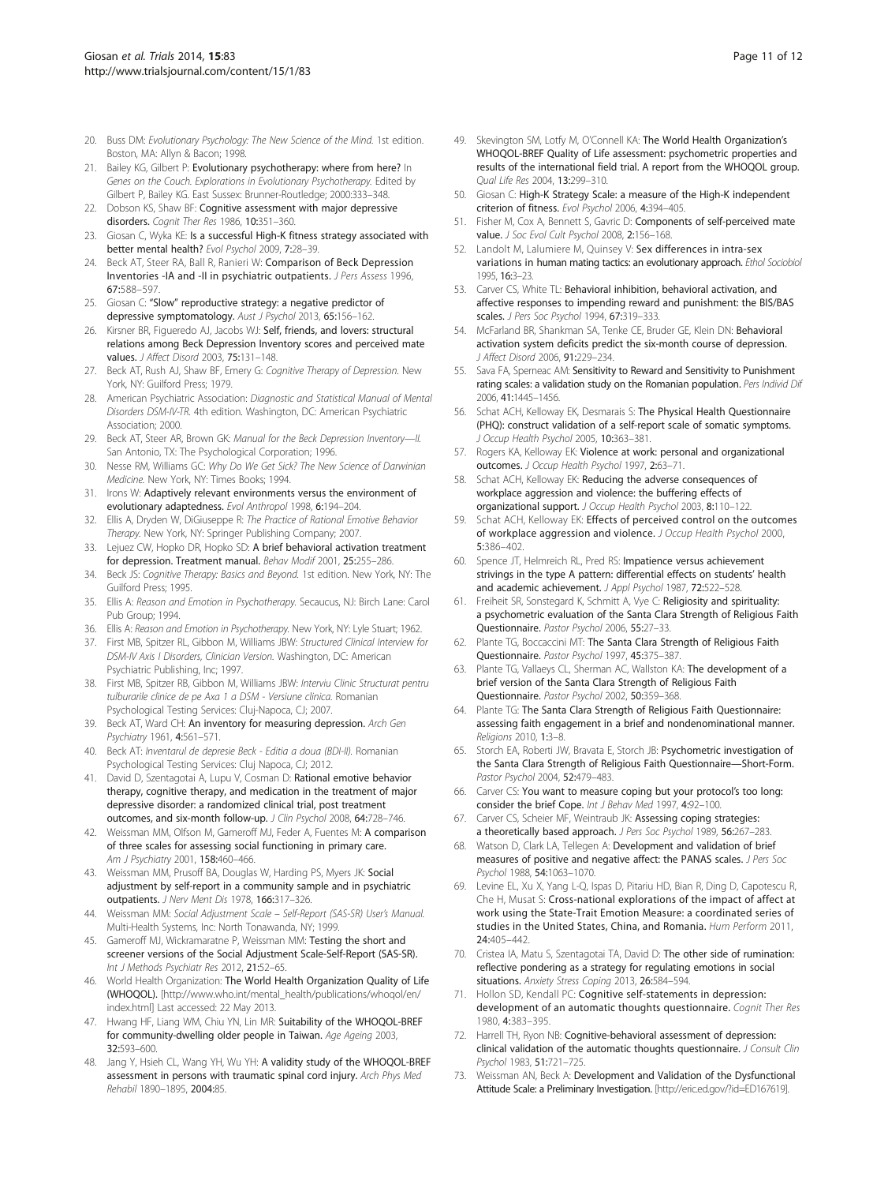20. Buss DM: *Evolutionary Psychology: The New Science of the Mind*. 1st edition. Boston, MA: Allyn & Bacon; 1998.
21. Bailey KG, Gilbert P: **Evolutionary psychotherapy: where from here?** In *Genes on the Couch. Explorations in Evolutionary Psychotherapy*. Edited by Gilbert P, Bailey KG. East Sussex: Brunner-Routledge; 2000:333–348.
22. Dobson KS, Shaw BF: **Cognitive assessment with major depressive disorders.** *Cognit Ther Res* 1986, **10:**351–360.
23. Giosan C, Wyka KE: **Is a successful High-K fitness strategy associated with better mental health?** *Evol Psychol* 2009, **7:**28–39.
24. Beck AT, Steer RA, Ball R, Ranieri W: **Comparison of Beck Depression Inventories -IA and -II in psychiatric outpatients.** *J Pers Assess* 1996, **67:**588–597.
25. Giosan C: **"Slow" reproductive strategy: a negative predictor of depressive symptomatology.** *Aust J Psychol* 2013, **65:**156–162.
26. Kirsner BR, Figueredo AJ, Jacobs WJ: **Self, friends, and lovers: structural relations among Beck Depression Inventory scores and perceived mate values.** *J Affect Disord* 2003, **75:**131–148.
27. Beck AT, Rush AJ, Shaw BF, Emery G: *Cognitive Therapy of Depression*. New York, NY: Guilford Press; 1979.
28. American Psychiatric Association: *Diagnostic and Statistical Manual of Mental Disorders DSM-IV-TR*. 4th edition. Washington, DC: American Psychiatric Association; 2000.
29. Beck AT, Steer AR, Brown GK: *Manual for the Beck Depression Inventory—II*. San Antonio, TX: The Psychological Corporation; 1996.
30. Nesse RM, Williams GC: *Why Do We Get Sick? The New Science of Darwinian Medicine*. New York, NY: Times Books; 1994.
31. Irons W: **Adaptively relevant environments versus the environment of evolutionary adaptedness.** *Evol Anthropol* 1998, **6:**194–204.
32. Ellis A, Dryden W, DiGiuseppe R: *The Practice of Rational Emotive Behavior Therapy*. New York, NY: Springer Publishing Company; 2007.
33. Lejuez CW, Hopko DR, Hopko SD: **A brief behavioral activation treatment for depression. Treatment manual.** *Behav Modif* 2001, **25:**255–286.
34. Beck JS: *Cognitive Therapy: Basics and Beyond*. 1st edition. New York, NY: The Guilford Press; 1995.
35. Ellis A: *Reason and Emotion in Psychotherapy*. Secaucus, NJ: Birch Lane: Carol Pub Group; 1994.
36. Ellis A: *Reason and Emotion in Psychotherapy*. New York, NY: Lyle Stuart; 1962.
37. First MB, Spitzer RL, Gibbon M, Williams JBW: *Structured Clinical Interview for DSM-IV Axis I Disorders, Clinician Version*. Washington, DC: American Psychiatric Publishing, Inc; 1997.
38. First MB, Spitzer RB, Gibbon M, Williams JBW: *Interviu Clinic Structurat pentru tulburarile clinice de pe Axa 1 a DSM - Versiune clinica*. Romanian Psychological Testing Services: Cluj-Napoca, CJ; 2007.
39. Beck AT, Ward CH: **An inventory for measuring depression.** *Arch Gen Psychiatry* 1961, **4:**561–571.
40. Beck AT: *Inventarul de depresie Beck - Editia a doua (BDI-II)*. Romanian Psychological Testing Services: Cluj Napoca, CJ; 2012.
41. David D, Szentagotai A, Lupu V, Cosman D: **Rational emotive behavior therapy, cognitive therapy, and medication in the treatment of major depressive disorder: a randomized clinical trial, post treatment outcomes, and six-month follow-up.** *J Clin Psychol* 2008, **64:**728–746.
42. Weissman MM, Olfson M, Gameroff MJ, Feder A, Fuentes M: **A comparison of three scales for assessing social functioning in primary care.** *Am J Psychiatry* 2001, **158:**460–466.
43. Weissman MM, Prusoff BA, Douglas W, Harding PS, Myers JK: **Social adjustment by self-report in a community sample and in psychiatric outpatients.** *J Nerv Ment Dis* 1978, **166:**317–326.
44. Weissman MM: *Social Adjustment Scale – Self-Report (SAS-SR) User's Manual*. Multi-Health Systems, Inc: North Tonawanda, NY; 1999.
45. Gameroff MJ, Wickramaratne P, Weissman MM: **Testing the short and screener versions of the Social Adjustment Scale-Self-Report (SAS-SR).** *Int J Methods Psychiatr Res* 2012, **21:**52–65.
46. World Health Organization: **The World Health Organization Quality of Life (WHOQOL).** [http://www.who.int/mental_health/publications/whoqol/en/index.html] Last accessed: 22 May 2013.
47. Hwang HF, Liang WM, Chiu YN, Lin MR: **Suitability of the WHOQOL-BREF for community-dwelling older people in Taiwan.** *Age Ageing* 2003, **32:**593–600.
48. Jang Y, Hsieh CL, Wang YH, Wu YH: **A validity study of the WHOQOL-BREF assessment in persons with traumatic spinal cord injury.** *Arch Phys Med Rehabil* 1890–1895, **2004:**85.
49. Skevington SM, Lotfy M, O'Connell KA: **The World Health Organization's WHOQOL-BREF Quality of Life assessment: psychometric properties and results of the international field trial. A report from the WHOQOL group.** *Qual Life Res* 2004, **13:**299–310.
50. Giosan C: **High-K Strategy Scale: a measure of the High-K independent criterion of fitness.** *Evol Psychol* 2006, **4:**394–405.
51. Fisher M, Cox A, Bennett S, Gavric D: **Components of self-perceived mate value.** *J Soc Evol Cult Psychol* 2008, **2:**156–168.
52. Landolt M, Lalumiere M, Quinsey V: **Sex differences in intra-sex variations in human mating tactics: an evolutionary approach.** *Ethol Sociobiol* 1995, **16:**3–23.
53. Carver CS, White TL: **Behavioral inhibition, behavioral activation, and affective responses to impending reward and punishment: the BIS/BAS scales.** *J Pers Soc Psychol* 1994, **67:**319–333.
54. McFarland BR, Shankman SA, Tenke CE, Bruder GE, Klein DN: **Behavioral activation system deficits predict the six-month course of depression.** *J Affect Disord* 2006, **91:**229–234.
55. Sava FA, Sperneac AM: **Sensitivity to Reward and Sensitivity to Punishment rating scales: a validation study on the Romanian population.** *Pers Individ Dif* 2006, **41:**1445–1456.
56. Schat ACH, Kelloway EK, Desmarais S: **The Physical Health Questionnaire (PHQ): construct validation of a self-report scale of somatic symptoms.** *J Occup Health Psychol* 2005, **10:**363–381.
57. Rogers KA, Kelloway EK: **Violence at work: personal and organizational outcomes.** *J Occup Health Psychol* 1997, **2:**63–71.
58. Schat ACH, Kelloway EK: **Reducing the adverse consequences of workplace aggression and violence: the buffering effects of organizational support.** *J Occup Health Psychol* 2003, **8:**110–122.
59. Schat ACH, Kelloway EK: **Effects of perceived control on the outcomes of workplace aggression and violence.** *J Occup Health Psychol* 2000, **5:**386–402.
60. Spence JT, Helmreich RL, Pred RS: **Impatience versus achievement strivings in the type A pattern: differential effects on students' health and academic achievement.** *J Appl Psychol* 1987, **72:**522–528.
61. Freiheit SR, Sonstegard K, Schmitt A, Vye C: **Religiosity and spirituality: a psychometric evaluation of the Santa Clara Strength of Religious Faith Questionnaire.** *Pastor Psychol* 2006, **55:**27–33.
62. Plante TG, Boccaccini MT: **The Santa Clara Strength of Religious Faith Questionnaire.** *Pastor Psychol* 1997, **45:**375–387.
63. Plante TG, Vallaeys CL, Sherman AC, Wallston KA: **The development of a brief version of the Santa Clara Strength of Religious Faith Questionnaire.** *Pastor Psychol* 2002, **50:**359–368.
64. Plante TG: **The Santa Clara Strength of Religious Faith Questionnaire: assessing faith engagement in a brief and nondenominational manner.** *Religions* 2010, **1:**3–8.
65. Storch EA, Roberti JW, Bravata E, Storch JB: **Psychometric investigation of the Santa Clara Strength of Religious Faith Questionnaire—Short-Form.** *Pastor Psychol* 2004, **52:**479–483.
66. Carver CS: **You want to measure coping but your protocol's too long: consider the brief Cope.** *Int J Behav Med* 1997, **4:**92–100.
67. Carver CS, Scheier MF, Weintraub JK: **Assessing coping strategies: a theoretically based approach.** *J Pers Soc Psychol* 1989, **56:**267–283.
68. Watson D, Clark LA, Tellegen A: **Development and validation of brief measures of positive and negative affect: the PANAS scales.** *J Pers Soc Psychol* 1988, **54:**1063–1070.
69. Levine EL, Xu X, Yang L-Q, Ispas D, Pitariu HD, Bian R, Ding D, Capotescu R, Che H, Musat S: **Cross-national explorations of the impact of affect at work using the State-Trait Emotion Measure: a coordinated series of studies in the United States, China, and Romania.** *Hum Perform* 2011, **24:**405–442.
70. Cristea IA, Matu S, Szentagotai TA, David D: **The other side of rumination: reflective pondering as a strategy for regulating emotions in social situations.** *Anxiety Stress Coping* 2013, **26:**584–594.
71. Hollon SD, Kendall PC: **Cognitive self-statements in depression: development of an automatic thoughts questionnaire.** *Cognit Ther Res* 1980, **4:**383–395.
72. Harrell TH, Ryon NB: **Cognitive-behavioral assessment of depression: clinical validation of the automatic thoughts questionnaire.** *J Consult Clin Psychol* 1983, **51:**721–725.
73. Weissman AN, Beck A: **Development and Validation of the Dysfunctional Attitude Scale: a Preliminary Investigation.** [http://eric.ed.gov/?id=ED167619].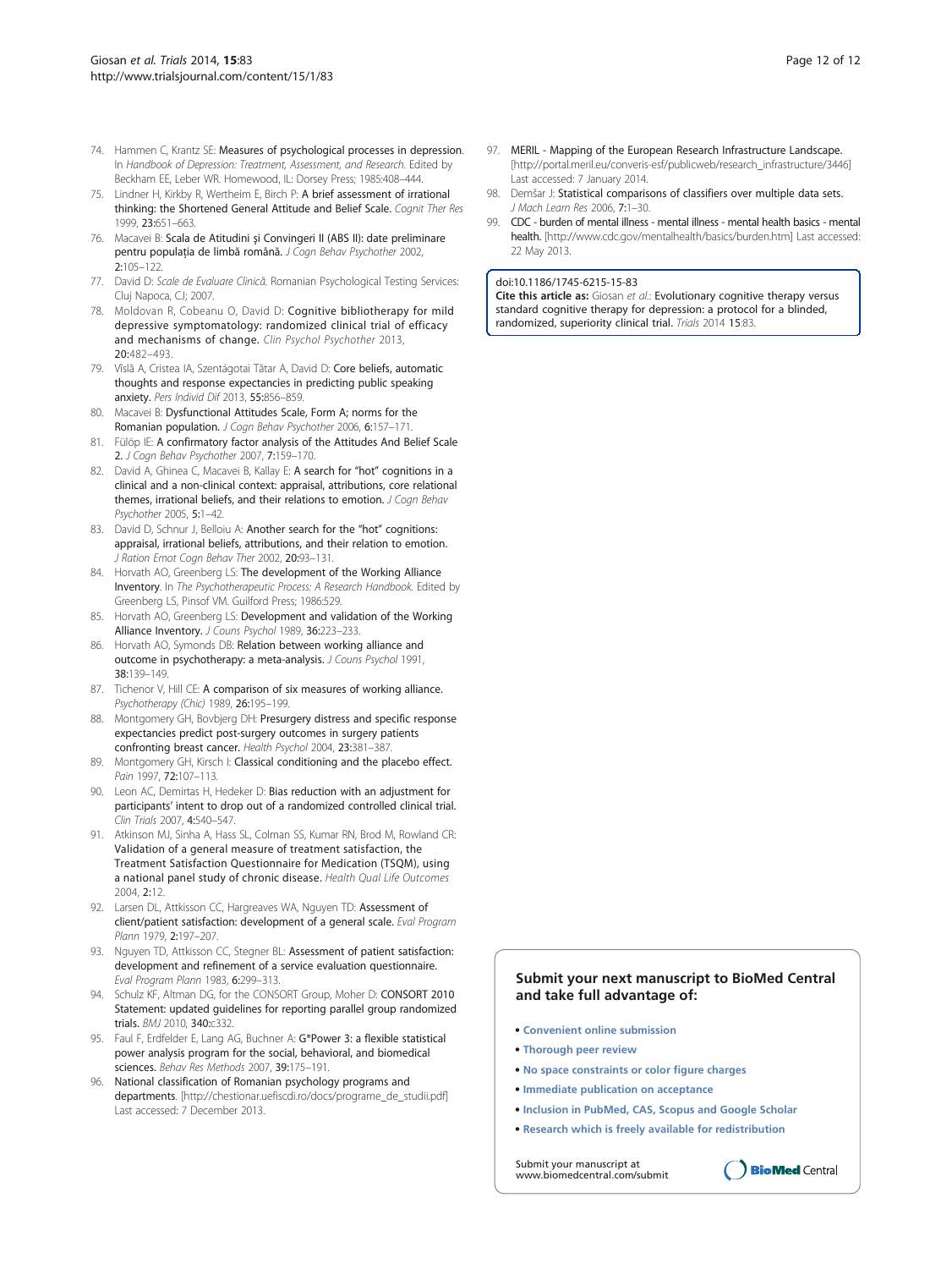74. Hammen C, Krantz SE: **Measures of psychological processes in depression**. In *Handbook of Depression: Treatment, Assessment, and Research*. Edited by Beckham EE, Leber WR. Homewood, IL: Dorsey Press; 1985:408–444.
75. Lindner H, Kirkby R, Wertheim E, Birch P: **A brief assessment of irrational thinking: the Shortened General Attitude and Belief Scale.** *Cognit Ther Res* 1999, **23:**651–663.
76. Macavei B: **Scala de Atitudini şi Convingeri II (ABS II): date preliminare pentru populaţia de limbă română.** *J Cogn Behav Psychother* 2002, **2:**105–122.
77. David D: *Scale de Evaluare Clinică*. Romanian Psychological Testing Services: Cluj Napoca, CJ; 2007.
78. Moldovan R, Cobeanu O, David D: **Cognitive bibliotherapy for mild depressive symptomatology: randomized clinical trial of efficacy and mechanisms of change.** *Clin Psychol Psychother* 2013, **20:**482–493.
79. Vîslă A, Cristea IA, Szentágotai Tătar A, David D: **Core beliefs, automatic thoughts and response expectancies in predicting public speaking anxiety.** *Pers Individ Dif* 2013, **55:**856–859.
80. Macavei B: **Dysfunctional Attitudes Scale, Form A; norms for the Romanian population.** *J Cogn Behav Psychother* 2006, **6:**157–171.
81. Fülöp IE: **A confirmatory factor analysis of the Attitudes And Belief Scale 2.** *J Cogn Behav Psychother* 2007, **7:**159–170.
82. David A, Ghinea C, Macavei B, Kallay E: **A search for "hot" cognitions in a clinical and a non-clinical context: appraisal, attributions, core relational themes, irrational beliefs, and their relations to emotion.** *J Cogn Behav Psychother* 2005, **5:**1–42.
83. David D, Schnur J, Belloiu A: **Another search for the "hot" cognitions: appraisal, irrational beliefs, attributions, and their relation to emotion.** *J Ration Emot Cogn Behav Ther* 2002, **20:**93–131.
84. Horvath AO, Greenberg LS: **The development of the Working Alliance Inventory**. In *The Psychotherapeutic Process: A Research Handbook*. Edited by Greenberg LS, Pinsof VM. Guilford Press; 1986:529.
85. Horvath AO, Greenberg LS: **Development and validation of the Working Alliance Inventory.** *J Couns Psychol* 1989, **36:**223–233.
86. Horvath AO, Symonds DB: **Relation between working alliance and outcome in psychotherapy: a meta-analysis.** *J Couns Psychol* 1991, **38:**139–149.
87. Tichenor V, Hill CE: **A comparison of six measures of working alliance.** *Psychotherapy (Chic)* 1989, **26:**195–199.
88. Montgomery GH, Bovbjerg DH: **Presurgery distress and specific response expectancies predict post-surgery outcomes in surgery patients confronting breast cancer.** *Health Psychol* 2004, **23:**381–387.
89. Montgomery GH, Kirsch I: **Classical conditioning and the placebo effect.** *Pain* 1997, **72:**107–113.
90. Leon AC, Demirtas H, Hedeker D: **Bias reduction with an adjustment for participants' intent to drop out of a randomized controlled clinical trial.** *Clin Trials* 2007, **4:**540–547.
91. Atkinson MJ, Sinha A, Hass SL, Colman SS, Kumar RN, Brod M, Rowland CR: **Validation of a general measure of treatment satisfaction, the Treatment Satisfaction Questionnaire for Medication (TSQM), using a national panel study of chronic disease.** *Health Qual Life Outcomes* 2004, **2:**12.
92. Larsen DL, Attkisson CC, Hargreaves WA, Nguyen TD: **Assessment of client/patient satisfaction: development of a general scale.** *Eval Program Plann* 1979, **2:**197–207.
93. Nguyen TD, Attkisson CC, Stegner BL: **Assessment of patient satisfaction: development and refinement of a service evaluation questionnaire.** *Eval Program Plann* 1983, **6:**299–313.
94. Schulz KF, Altman DG, for the CONSORT Group, Moher D: **CONSORT 2010 Statement: updated guidelines for reporting parallel group randomized trials.** *BMJ* 2010, **340:**c332.
95. Faul F, Erdfelder E, Lang AG, Buchner A: **G*Power 3: a flexible statistical power analysis program for the social, behavioral, and biomedical sciences.** *Behav Res Methods* 2007, **39:**175–191.
96. **National classification of Romanian psychology programs and departments**. [http://chestionar.uefiscdi.ro/docs/programe_de_studii.pdf] Last accessed: 7 December 2013.
97. **MERIL - Mapping of the European Research Infrastructure Landscape.** [http://portal.meril.eu/converis-esf/publicweb/research_infrastructure/3446] Last accessed: 7 January 2014.
98. Demšar J: **Statistical comparisons of classifiers over multiple data sets.** *J Mach Learn Res* 2006, **7:**1–30.
99. **CDC - burden of mental illness - mental illness - mental health basics - mental health.** [http://www.cdc.gov/mentalhealth/basics/burden.htm] Last accessed: 22 May 2013.

doi:10.1186/1745-6215-15-83

**Cite this article as:** Giosan *et al.*: Evolutionary cognitive therapy versus standard cognitive therapy for depression: a protocol for a blinded, randomized, superiority clinical trial. *Trials* 2014 **15**:83.

**Submit your next manuscript to BioMed Central and take full advantage of:**

- **Convenient online submission**
- **Thorough peer review**
- **No space constraints or color figure charges**
- **Immediate publication on acceptance**
- **Inclusion in PubMed, CAS, Scopus and Google Scholar**
- **Research which is freely available for redistribution**

Submit your manuscript at
www.biomedcentral.com/submit

BioMed Central